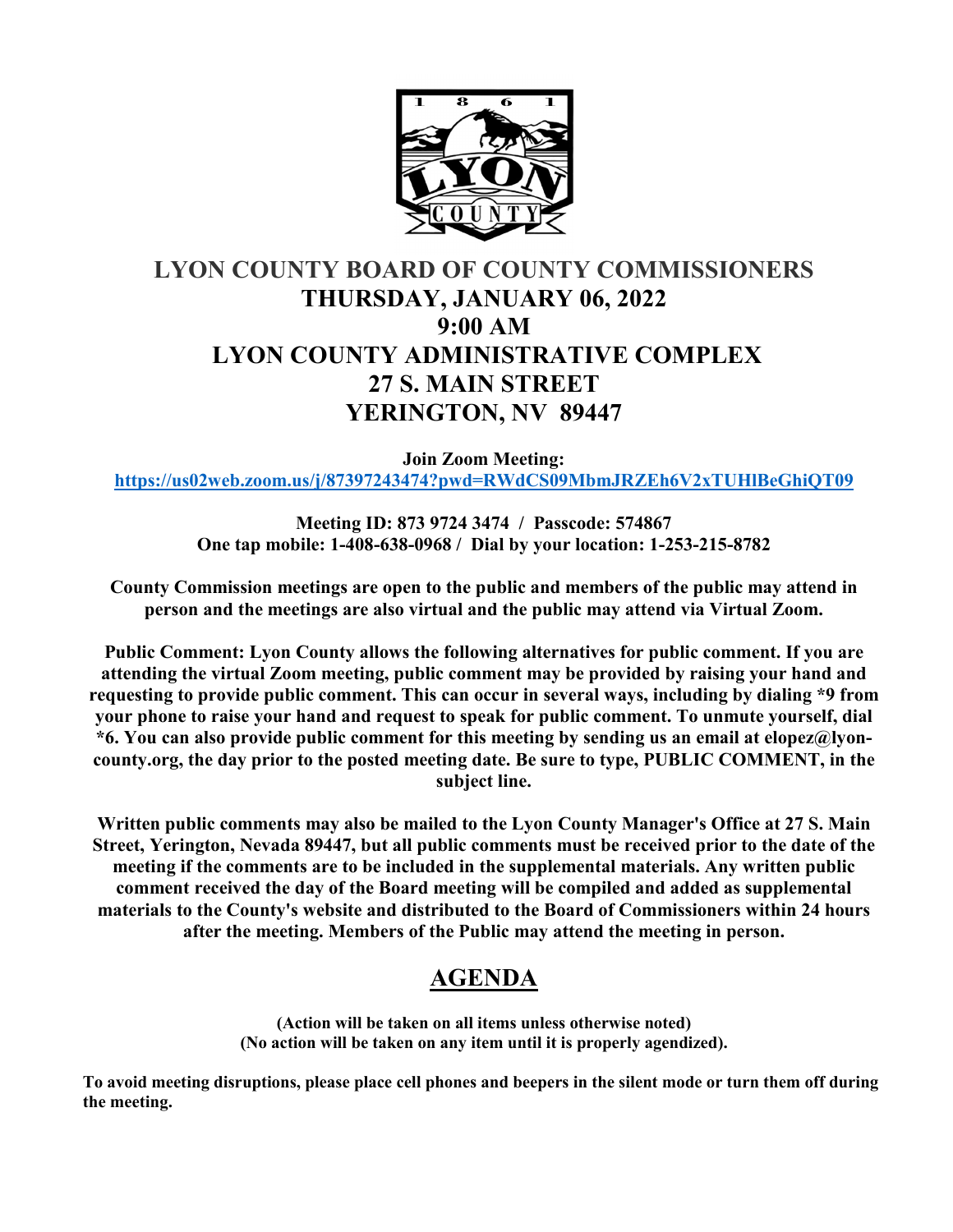# LYON COUNTY BOARD OF COUNTY COMMISSIONERS

## THURSDAY, JANUARY 06, 2022
## 9:00 AM
## LYON COUNTY ADMINISTRATIVE COMPLEX
## 27 S. MAIN STREET
## YERINGTON, NV 89447

**Join Zoom Meeting:**
https://us02web.zoom.us/j/87397243474?pwd=RWdCS09MbmJRZEh6V2xTUHlBeGhiQT09

**Meeting ID: 873 9724 3474 / Passcode: 574867**
**One tap mobile: 1-408-638-0968 / Dial by your location: 1-253-215-8782**

**County Commission meetings are open to the public and members of the public may attend in person and the meetings are also virtual and the public may attend via Virtual Zoom.**

**Public Comment: Lyon County allows the following alternatives for public comment. If you are attending the virtual Zoom meeting, public comment may be provided by raising your hand and requesting to provide public comment. This can occur in several ways, including by dialing *9 from your phone to raise your hand and request to speak for public comment. To unmute yourself, dial *6. You can also provide public comment for this meeting by sending us an email at elopez@lyon-county.org, the day prior to the posted meeting date. Be sure to type, PUBLIC COMMENT, in the subject line.**

**Written public comments may also be mailed to the Lyon County Manager's Office at 27 S. Main Street, Yerington, Nevada 89447, but all public comments must be received prior to the date of the meeting if the comments are to be included in the supplemental materials. Any written public comment received the day of the Board meeting will be compiled and added as supplemental materials to the County's website and distributed to the Board of Commissioners within 24 hours after the meeting. Members of the Public may attend the meeting in person.**

## AGENDA

**(Action will be taken on all items unless otherwise noted)**
**(No action will be taken on any item until it is properly agendized).**

**To avoid meeting disruptions, please place cell phones and beepers in the silent mode or turn them off during the meeting.**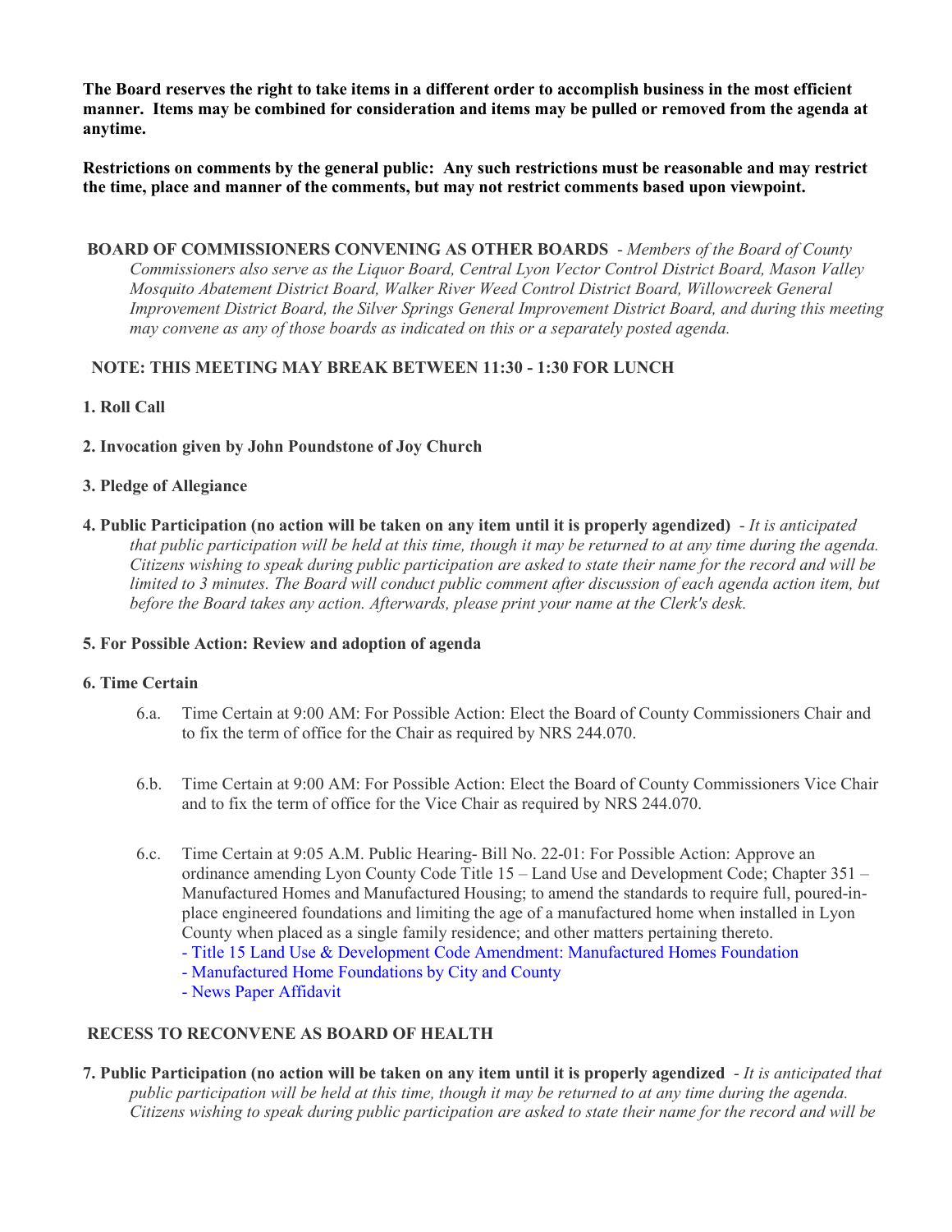**The Board reserves the right to take items in a different order to accomplish business in the most efficient manner. Items may be combined for consideration and items may be pulled or removed from the agenda at anytime.**

**Restrictions on comments by the general public: Any such restrictions must be reasonable and may restrict the time, place and manner of the comments, but may not restrict comments based upon viewpoint.**

**BOARD OF COMMISSIONERS CONVENING AS OTHER BOARDS** - *Members of the Board of County Commissioners also serve as the Liquor Board, Central Lyon Vector Control District Board, Mason Valley Mosquito Abatement District Board, Walker River Weed Control District Board, Willowcreek General Improvement District Board, the Silver Springs General Improvement District Board, and during this meeting may convene as any of those boards as indicated on this or a separately posted agenda.*

**NOTE: THIS MEETING MAY BREAK BETWEEN 11:30 - 1:30 FOR LUNCH**

**1. Roll Call**

**2. Invocation given by John Poundstone of Joy Church**

**3. Pledge of Allegiance**

**4. Public Participation (no action will be taken on any item until it is properly agendized)** - *It is anticipated that public participation will be held at this time, though it may be returned to at any time during the agenda. Citizens wishing to speak during public participation are asked to state their name for the record and will be limited to 3 minutes. The Board will conduct public comment after discussion of each agenda action item, but before the Board takes any action. Afterwards, please print your name at the Clerk's desk.*

**5. For Possible Action: Review and adoption of agenda**

**6. Time Certain**

6.a. Time Certain at 9:00 AM: For Possible Action: Elect the Board of County Commissioners Chair and to fix the term of office for the Chair as required by NRS 244.070.

6.b. Time Certain at 9:00 AM: For Possible Action: Elect the Board of County Commissioners Vice Chair and to fix the term of office for the Vice Chair as required by NRS 244.070.

6.c. Time Certain at 9:05 A.M. Public Hearing- Bill No. 22-01: For Possible Action: Approve an ordinance amending Lyon County Code Title 15 – Land Use and Development Code; Chapter 351 – Manufactured Homes and Manufactured Housing; to amend the standards to require full, poured-in-place engineered foundations and limiting the age of a manufactured home when installed in Lyon County when placed as a single family residence; and other matters pertaining thereto.
- Title 15 Land Use & Development Code Amendment: Manufactured Homes Foundation
- Manufactured Home Foundations by City and County
- News Paper Affidavit

**RECESS TO RECONVENE AS BOARD OF HEALTH**

**7. Public Participation (no action will be taken on any item until it is properly agendized** - *It is anticipated that public participation will be held at this time, though it may be returned to at any time during the agenda. Citizens wishing to speak during public participation are asked to state their name for the record and will be*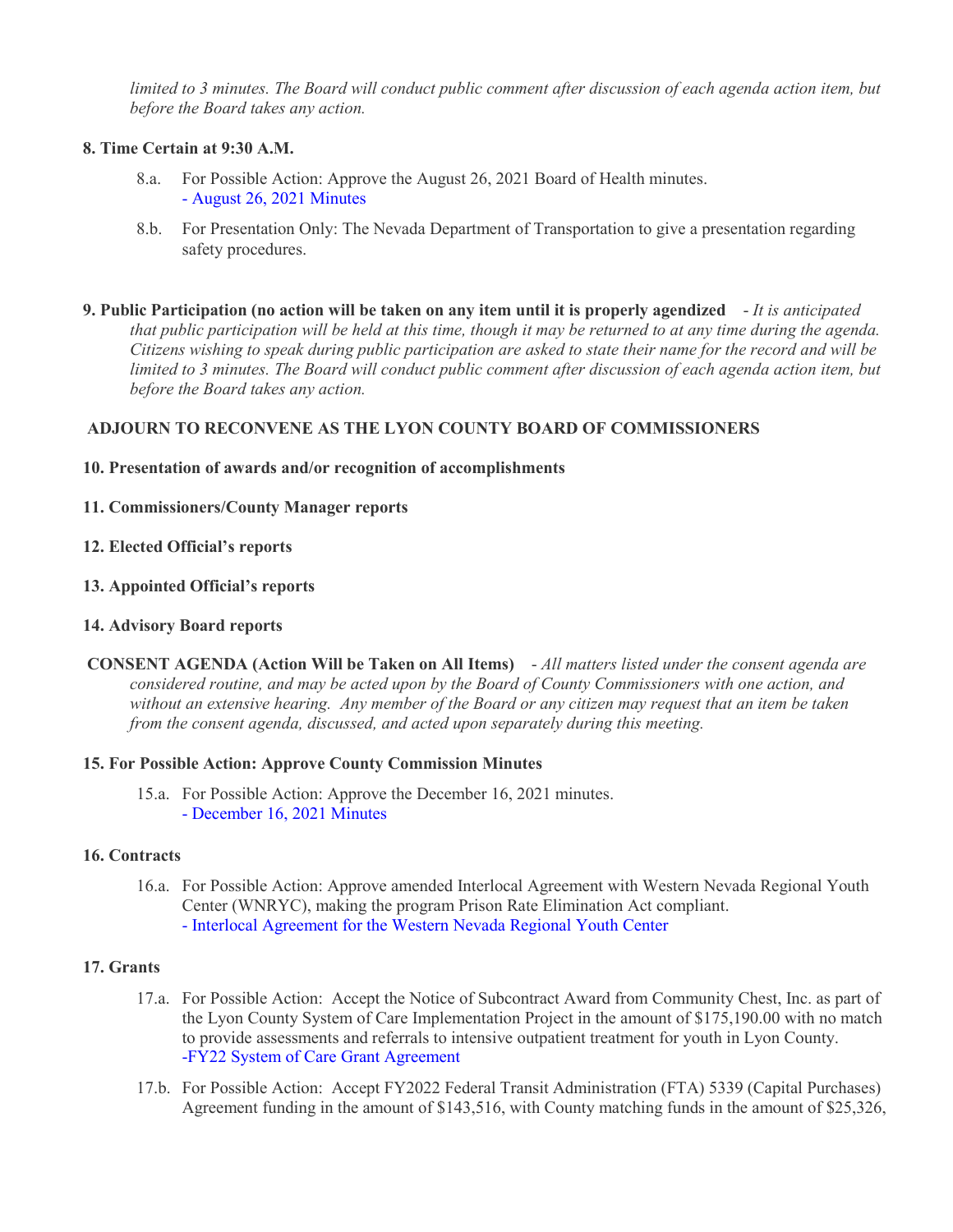*limited to 3 minutes. The Board will conduct public comment after discussion of each agenda action item, but before the Board takes any action.*

**8. Time Certain at 9:30 A.M.**

8.a. For Possible Action: Approve the August 26, 2021 Board of Health minutes.
- August 26, 2021 Minutes

8.b. For Presentation Only: The Nevada Department of Transportation to give a presentation regarding safety procedures.

**9. Public Participation (no action will be taken on any item until it is properly agendized** - *It is anticipated that public participation will be held at this time, though it may be returned to at any time during the agenda. Citizens wishing to speak during public participation are asked to state their name for the record and will be limited to 3 minutes. The Board will conduct public comment after discussion of each agenda action item, but before the Board takes any action.*

**ADJOURN TO RECONVENE AS THE LYON COUNTY BOARD OF COMMISSIONERS**

**10. Presentation of awards and/or recognition of accomplishments**

**11. Commissioners/County Manager reports**

**12. Elected Official's reports**

**13. Appointed Official's reports**

**14. Advisory Board reports**

**CONSENT AGENDA (Action Will be Taken on All Items)** - *All matters listed under the consent agenda are considered routine, and may be acted upon by the Board of County Commissioners with one action, and without an extensive hearing. Any member of the Board or any citizen may request that an item be taken from the consent agenda, discussed, and acted upon separately during this meeting.*

**15. For Possible Action: Approve County Commission Minutes**

15.a. For Possible Action: Approve the December 16, 2021 minutes.
- December 16, 2021 Minutes

**16. Contracts**

16.a. For Possible Action: Approve amended Interlocal Agreement with Western Nevada Regional Youth Center (WNRYC), making the program Prison Rate Elimination Act compliant.
- Interlocal Agreement for the Western Nevada Regional Youth Center

**17. Grants**

17.a. For Possible Action: Accept the Notice of Subcontract Award from Community Chest, Inc. as part of the Lyon County System of Care Implementation Project in the amount of $175,190.00 with no match to provide assessments and referrals to intensive outpatient treatment for youth in Lyon County.
-FY22 System of Care Grant Agreement

17.b. For Possible Action: Accept FY2022 Federal Transit Administration (FTA) 5339 (Capital Purchases) Agreement funding in the amount of $143,516, with County matching funds in the amount of $25,326,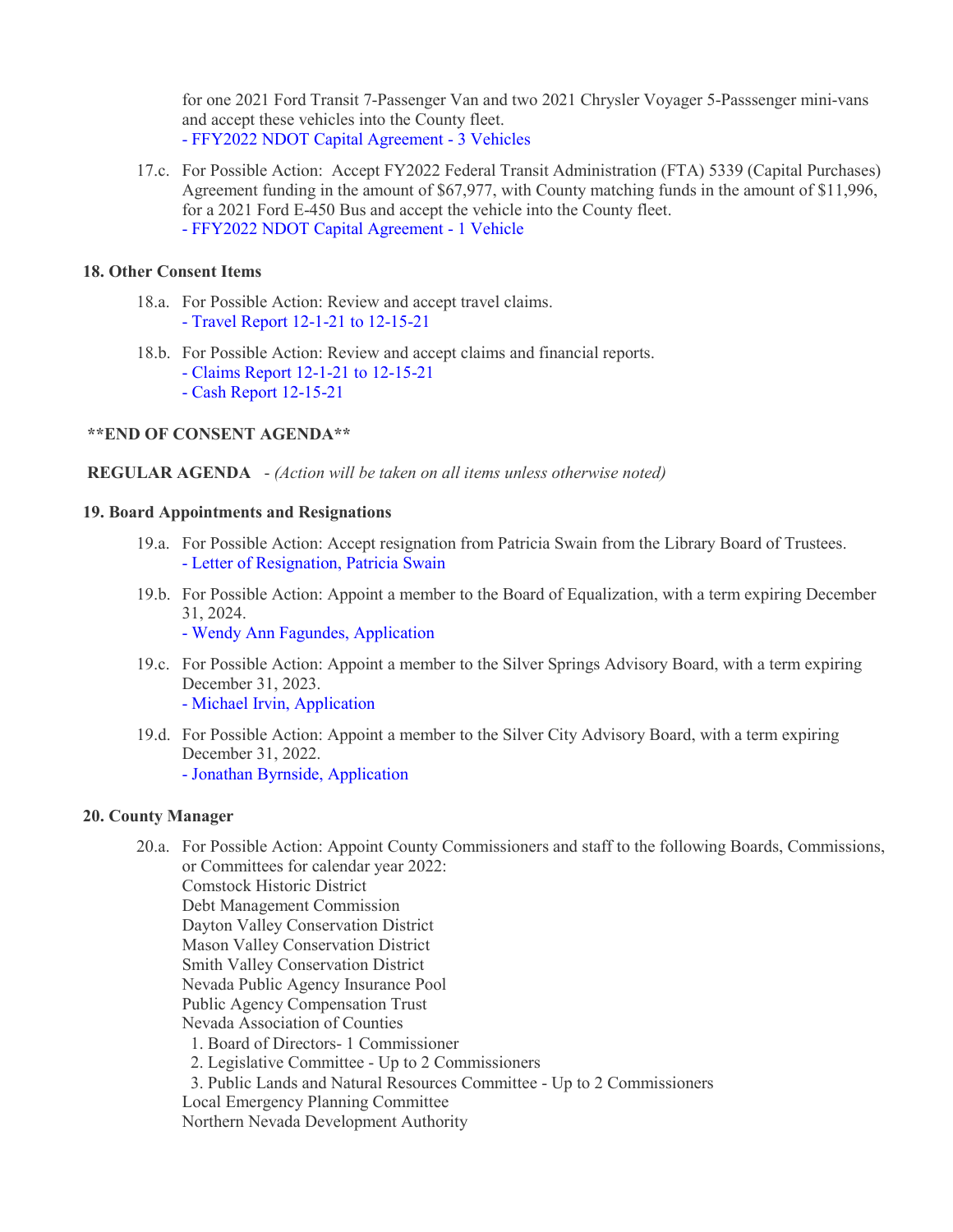for one 2021 Ford Transit 7-Passenger Van and two 2021 Chrysler Voyager 5-Passsenger mini-vans and accept these vehicles into the County fleet.
- FFY2022 NDOT Capital Agreement - 3 Vehicles

17.c. For Possible Action: Accept FY2022 Federal Transit Administration (FTA) 5339 (Capital Purchases) Agreement funding in the amount of $67,977, with County matching funds in the amount of $11,996, for a 2021 Ford E-450 Bus and accept the vehicle into the County fleet.
- FFY2022 NDOT Capital Agreement - 1 Vehicle

### 18. Other Consent Items

18.a. For Possible Action: Review and accept travel claims.
- Travel Report 12-1-21 to 12-15-21

18.b. For Possible Action: Review and accept claims and financial reports.
- Claims Report 12-1-21 to 12-15-21
- Cash Report 12-15-21

**\*\*END OF CONSENT AGENDA\*\***

**REGULAR AGENDA** - *(Action will be taken on all items unless otherwise noted)*

### 19. Board Appointments and Resignations

19.a. For Possible Action: Accept resignation from Patricia Swain from the Library Board of Trustees.
- Letter of Resignation, Patricia Swain

19.b. For Possible Action: Appoint a member to the Board of Equalization, with a term expiring December 31, 2024.
- Wendy Ann Fagundes, Application

19.c. For Possible Action: Appoint a member to the Silver Springs Advisory Board, with a term expiring December 31, 2023.
- Michael Irvin, Application

19.d. For Possible Action: Appoint a member to the Silver City Advisory Board, with a term expiring December 31, 2022.
- Jonathan Byrnside, Application

### 20. County Manager

20.a. For Possible Action: Appoint County Commissioners and staff to the following Boards, Commissions, or Committees for calendar year 2022:
Comstock Historic District
Debt Management Commission
Dayton Valley Conservation District
Mason Valley Conservation District
Smith Valley Conservation District
Nevada Public Agency Insurance Pool
Public Agency Compensation Trust
Nevada Association of Counties
1. Board of Directors- 1 Commissioner
2. Legislative Committee - Up to 2 Commissioners
3. Public Lands and Natural Resources Committee - Up to 2 Commissioners

Local Emergency Planning Committee
Northern Nevada Development Authority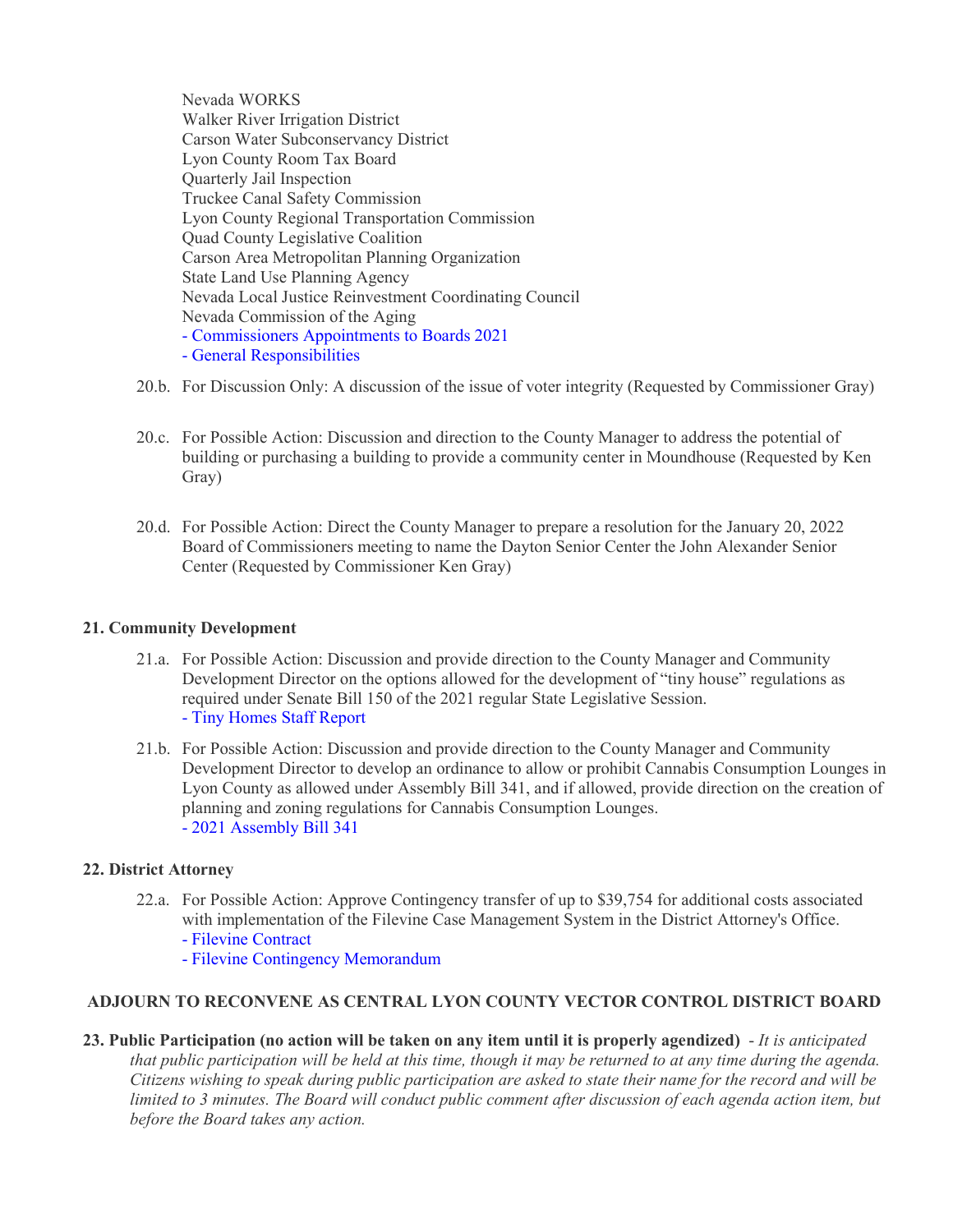Nevada WORKS
Walker River Irrigation District
Carson Water Subconservancy District
Lyon County Room Tax Board
Quarterly Jail Inspection
Truckee Canal Safety Commission
Lyon County Regional Transportation Commission
Quad County Legislative Coalition
Carson Area Metropolitan Planning Organization
State Land Use Planning Agency
Nevada Local Justice Reinvestment Coordinating Council
Nevada Commission of the Aging
- Commissioners Appointments to Boards 2021
- General Responsibilities

20.b. For Discussion Only: A discussion of the issue of voter integrity (Requested by Commissioner Gray)

20.c. For Possible Action: Discussion and direction to the County Manager to address the potential of building or purchasing a building to provide a community center in Moundhouse (Requested by Ken Gray)

20.d. For Possible Action: Direct the County Manager to prepare a resolution for the January 20, 2022 Board of Commissioners meeting to name the Dayton Senior Center the John Alexander Senior Center (Requested by Commissioner Ken Gray)

**21. Community Development**

21.a. For Possible Action: Discussion and provide direction to the County Manager and Community Development Director on the options allowed for the development of "tiny house" regulations as required under Senate Bill 150 of the 2021 regular State Legislative Session.
- Tiny Homes Staff Report

21.b. For Possible Action: Discussion and provide direction to the County Manager and Community Development Director to develop an ordinance to allow or prohibit Cannabis Consumption Lounges in Lyon County as allowed under Assembly Bill 341, and if allowed, provide direction on the creation of planning and zoning regulations for Cannabis Consumption Lounges.
- 2021 Assembly Bill 341

**22. District Attorney**

22.a. For Possible Action: Approve Contingency transfer of up to $39,754 for additional costs associated with implementation of the Filevine Case Management System in the District Attorney's Office.
- Filevine Contract
- Filevine Contingency Memorandum

**ADJOURN TO RECONVENE AS CENTRAL LYON COUNTY VECTOR CONTROL DISTRICT BOARD**

**23. Public Participation (no action will be taken on any item until it is properly agendized)** - *It is anticipated that public participation will be held at this time, though it may be returned to at any time during the agenda. Citizens wishing to speak during public participation are asked to state their name for the record and will be limited to 3 minutes. The Board will conduct public comment after discussion of each agenda action item, but before the Board takes any action.*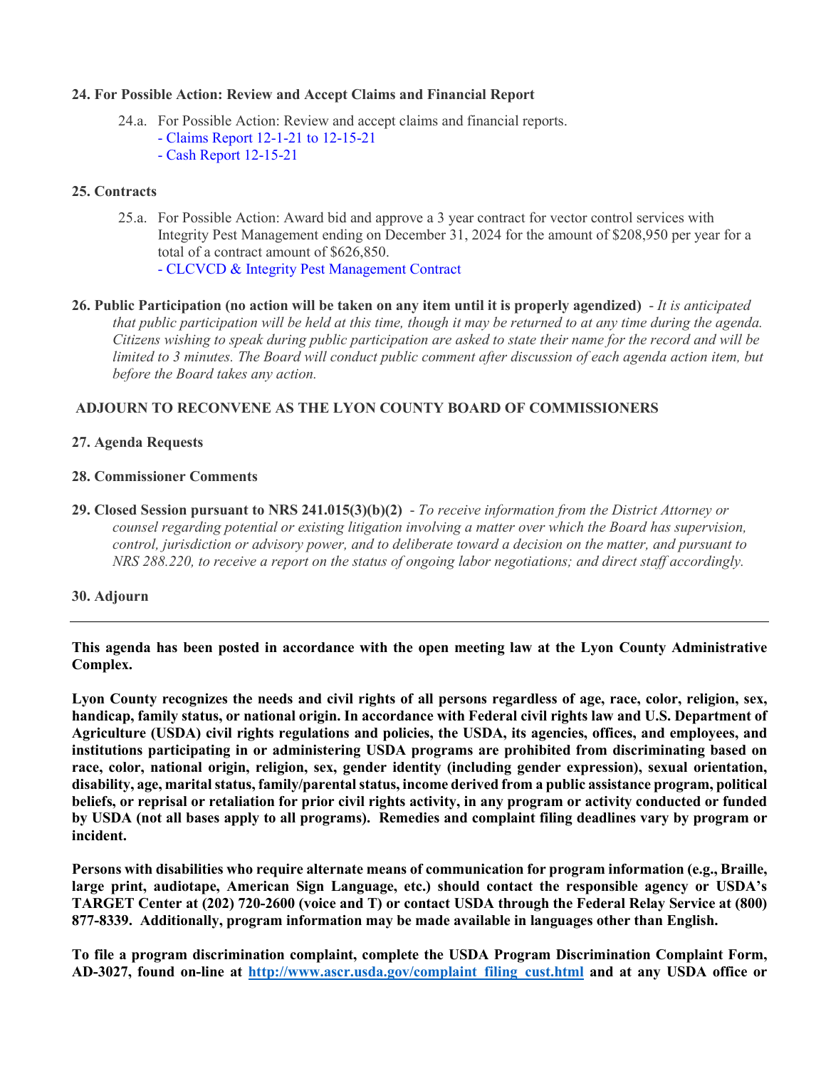**24. For Possible Action: Review and Accept Claims and Financial Report**

24.a. For Possible Action: Review and accept claims and financial reports.
- Claims Report 12-1-21 to 12-15-21
- Cash Report 12-15-21

**25. Contracts**

25.a. For Possible Action: Award bid and approve a 3 year contract for vector control services with Integrity Pest Management ending on December 31, 2024 for the amount of $208,950 per year for a total of a contract amount of $626,850.
- CLCVCD & Integrity Pest Management Contract

**26. Public Participation (no action will be taken on any item until it is properly agendized)** - *It is anticipated that public participation will be held at this time, though it may be returned to at any time during the agenda. Citizens wishing to speak during public participation are asked to state their name for the record and will be limited to 3 minutes. The Board will conduct public comment after discussion of each agenda action item, but before the Board takes any action.*

**ADJOURN TO RECONVENE AS THE LYON COUNTY BOARD OF COMMISSIONERS**

**27. Agenda Requests**

**28. Commissioner Comments**

**29. Closed Session pursuant to NRS 241.015(3)(b)(2)** - *To receive information from the District Attorney or counsel regarding potential or existing litigation involving a matter over which the Board has supervision, control, jurisdiction or advisory power, and to deliberate toward a decision on the matter, and pursuant to NRS 288.220, to receive a report on the status of ongoing labor negotiations; and direct staff accordingly.*

**30. Adjourn**

---

**This agenda has been posted in accordance with the open meeting law at the Lyon County Administrative Complex.**

**Lyon County recognizes the needs and civil rights of all persons regardless of age, race, color, religion, sex, handicap, family status, or national origin. In accordance with Federal civil rights law and U.S. Department of Agriculture (USDA) civil rights regulations and policies, the USDA, its agencies, offices, and employees, and institutions participating in or administering USDA programs are prohibited from discriminating based on race, color, national origin, religion, sex, gender identity (including gender expression), sexual orientation, disability, age, marital status, family/parental status, income derived from a public assistance program, political beliefs, or reprisal or retaliation for prior civil rights activity, in any program or activity conducted or funded by USDA (not all bases apply to all programs). Remedies and complaint filing deadlines vary by program or incident.**

**Persons with disabilities who require alternate means of communication for program information (e.g., Braille, large print, audiotape, American Sign Language, etc.) should contact the responsible agency or USDA's TARGET Center at (202) 720-2600 (voice and T) or contact USDA through the Federal Relay Service at (800) 877-8339. Additionally, program information may be made available in languages other than English.**

**To file a program discrimination complaint, complete the USDA Program Discrimination Complaint Form, AD-3027, found on-line at http://www.ascr.usda.gov/complaint_filing_cust.html and at any USDA office or**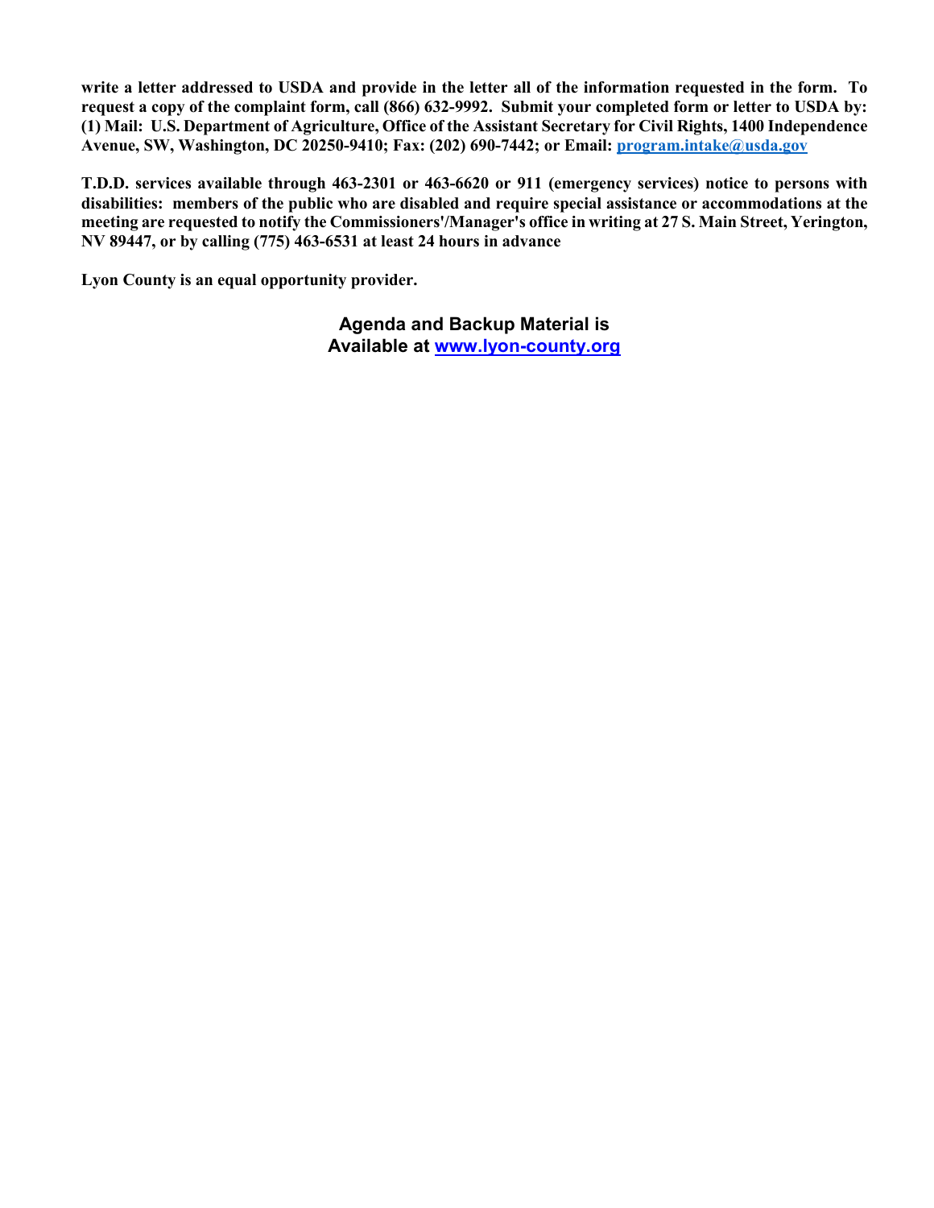**write a letter addressed to USDA and provide in the letter all of the information requested in the form. To request a copy of the complaint form, call (866) 632-9992. Submit your completed form or letter to USDA by: (1) Mail: U.S. Department of Agriculture, Office of the Assistant Secretary for Civil Rights, 1400 Independence Avenue, SW, Washington, DC 20250-9410; Fax: (202) 690-7442; or Email: program.intake@usda.gov**

**T.D.D. services available through 463-2301 or 463-6620 or 911 (emergency services) notice to persons with disabilities: members of the public who are disabled and require special assistance or accommodations at the meeting are requested to notify the Commissioners'/Manager's office in writing at 27 S. Main Street, Yerington, NV 89447, or by calling (775) 463-6531 at least 24 hours in advance**

**Lyon County is an equal opportunity provider.**

**Agenda and Backup Material is Available at www.lyon-county.org**